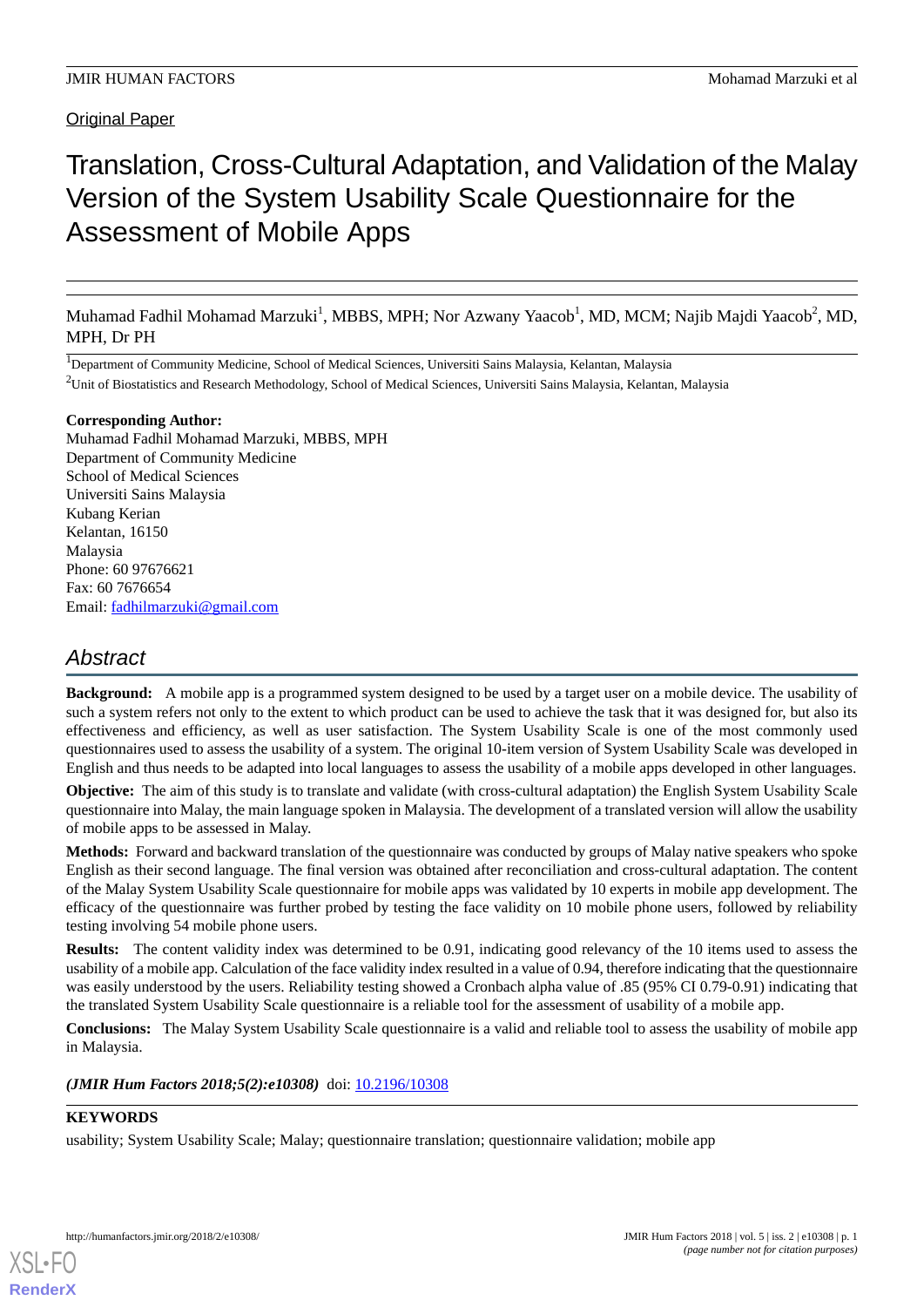Original Paper

# Translation, Cross-Cultural Adaptation, and Validation of the Malay Version of the System Usability Scale Questionnaire for the Assessment of Mobile Apps

Muhamad Fadhil Mohamad Marzuki[1], MBBS, MPH; Nor Azwany Yaacob[1], MD, MCM; Najib Majdi Yaacob[2], MD, MPH, Dr PH

[1]Department of Community Medicine, School of Medical Sciences, Universiti Sains Malaysia, Kelantan, Malaysia

[2]Unit of Biostatistics and Research Methodology, School of Medical Sciences, Universiti Sains Malaysia, Kelantan, Malaysia

**Corresponding Author:**
Muhamad Fadhil Mohamad Marzuki, MBBS, MPH
Department of Community Medicine
School of Medical Sciences
Universiti Sains Malaysia
Kubang Kerian
Kelantan, 16150
Malaysia
Phone: 60 97676621
Fax: 60 7676654
Email: fadhilmarzuki@gmail.com

## Abstract

**Background:** A mobile app is a programmed system designed to be used by a target user on a mobile device. The usability of such a system refers not only to the extent to which product can be used to achieve the task that it was designed for, but also its effectiveness and efficiency, as well as user satisfaction. The System Usability Scale is one of the most commonly used questionnaires used to assess the usability of a system. The original 10-item version of System Usability Scale was developed in English and thus needs to be adapted into local languages to assess the usability of a mobile apps developed in other languages.

**Objective:** The aim of this study is to translate and validate (with cross-cultural adaptation) the English System Usability Scale questionnaire into Malay, the main language spoken in Malaysia. The development of a translated version will allow the usability of mobile apps to be assessed in Malay.

**Methods:** Forward and backward translation of the questionnaire was conducted by groups of Malay native speakers who spoke English as their second language. The final version was obtained after reconciliation and cross-cultural adaptation. The content of the Malay System Usability Scale questionnaire for mobile apps was validated by 10 experts in mobile app development. The efficacy of the questionnaire was further probed by testing the face validity on 10 mobile phone users, followed by reliability testing involving 54 mobile phone users.

**Results:** The content validity index was determined to be 0.91, indicating good relevancy of the 10 items used to assess the usability of a mobile app. Calculation of the face validity index resulted in a value of 0.94, therefore indicating that the questionnaire was easily understood by the users. Reliability testing showed a Cronbach alpha value of .85 (95% CI 0.79-0.91) indicating that the translated System Usability Scale questionnaire is a reliable tool for the assessment of usability of a mobile app.

**Conclusions:** The Malay System Usability Scale questionnaire is a valid and reliable tool to assess the usability of mobile app in Malaysia.

***(JMIR Hum Factors 2018;5(2):e10308)*** doi: 10.2196/10308

**KEYWORDS**

usability; System Usability Scale; Malay; questionnaire translation; questionnaire validation; mobile app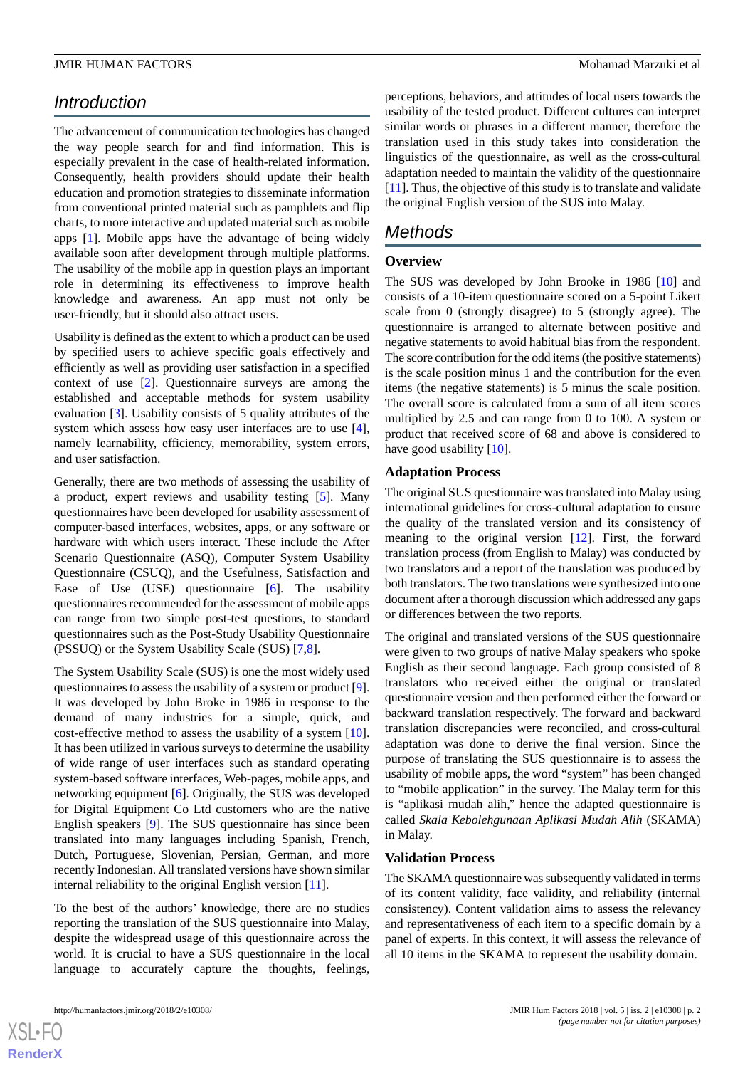## Introduction

The advancement of communication technologies has changed the way people search for and find information. This is especially prevalent in the case of health-related information. Consequently, health providers should update their health education and promotion strategies to disseminate information from conventional printed material such as pamphlets and flip charts, to more interactive and updated material such as mobile apps [1]. Mobile apps have the advantage of being widely available soon after development through multiple platforms. The usability of the mobile app in question plays an important role in determining its effectiveness to improve health knowledge and awareness. An app must not only be user-friendly, but it should also attract users.

Usability is defined as the extent to which a product can be used by specified users to achieve specific goals effectively and efficiently as well as providing user satisfaction in a specified context of use [2]. Questionnaire surveys are among the established and acceptable methods for system usability evaluation [3]. Usability consists of 5 quality attributes of the system which assess how easy user interfaces are to use [4], namely learnability, efficiency, memorability, system errors, and user satisfaction.

Generally, there are two methods of assessing the usability of a product, expert reviews and usability testing [5]. Many questionnaires have been developed for usability assessment of computer-based interfaces, websites, apps, or any software or hardware with which users interact. These include the After Scenario Questionnaire (ASQ), Computer System Usability Questionnaire (CSUQ), and the Usefulness, Satisfaction and Ease of Use (USE) questionnaire [6]. The usability questionnaires recommended for the assessment of mobile apps can range from two simple post-test questions, to standard questionnaires such as the Post-Study Usability Questionnaire (PSSUQ) or the System Usability Scale (SUS) [7,8].

The System Usability Scale (SUS) is one the most widely used questionnaires to assess the usability of a system or product [9]. It was developed by John Broke in 1986 in response to the demand of many industries for a simple, quick, and cost-effective method to assess the usability of a system [10]. It has been utilized in various surveys to determine the usability of wide range of user interfaces such as standard operating system-based software interfaces, Web-pages, mobile apps, and networking equipment [6]. Originally, the SUS was developed for Digital Equipment Co Ltd customers who are the native English speakers [9]. The SUS questionnaire has since been translated into many languages including Spanish, French, Dutch, Portuguese, Slovenian, Persian, German, and more recently Indonesian. All translated versions have shown similar internal reliability to the original English version [11].

To the best of the authors' knowledge, there are no studies reporting the translation of the SUS questionnaire into Malay, despite the widespread usage of this questionnaire across the world. It is crucial to have a SUS questionnaire in the local language to accurately capture the thoughts, feelings, perceptions, behaviors, and attitudes of local users towards the usability of the tested product. Different cultures can interpret similar words or phrases in a different manner, therefore the translation used in this study takes into consideration the linguistics of the questionnaire, as well as the cross-cultural adaptation needed to maintain the validity of the questionnaire [11]. Thus, the objective of this study is to translate and validate the original English version of the SUS into Malay.

## Methods

### Overview

The SUS was developed by John Brooke in 1986 [10] and consists of a 10-item questionnaire scored on a 5-point Likert scale from 0 (strongly disagree) to 5 (strongly agree). The questionnaire is arranged to alternate between positive and negative statements to avoid habitual bias from the respondent. The score contribution for the odd items (the positive statements) is the scale position minus 1 and the contribution for the even items (the negative statements) is 5 minus the scale position. The overall score is calculated from a sum of all item scores multiplied by 2.5 and can range from 0 to 100. A system or product that received score of 68 and above is considered to have good usability [10].

### Adaptation Process

The original SUS questionnaire was translated into Malay using international guidelines for cross-cultural adaptation to ensure the quality of the translated version and its consistency of meaning to the original version [12]. First, the forward translation process (from English to Malay) was conducted by two translators and a report of the translation was produced by both translators. The two translations were synthesized into one document after a thorough discussion which addressed any gaps or differences between the two reports.

The original and translated versions of the SUS questionnaire were given to two groups of native Malay speakers who spoke English as their second language. Each group consisted of 8 translators who received either the original or translated questionnaire version and then performed either the forward or backward translation respectively. The forward and backward translation discrepancies were reconciled, and cross-cultural adaptation was done to derive the final version. Since the purpose of translating the SUS questionnaire is to assess the usability of mobile apps, the word "system" has been changed to "mobile application" in the survey. The Malay term for this is "aplikasi mudah alih," hence the adapted questionnaire is called *Skala Kebolehgunaan Aplikasi Mudah Alih* (SKAMA) in Malay.

### Validation Process

The SKAMA questionnaire was subsequently validated in terms of its content validity, face validity, and reliability (internal consistency). Content validation aims to assess the relevancy and representativeness of each item to a specific domain by a panel of experts. In this context, it will assess the relevance of all 10 items in the SKAMA to represent the usability domain.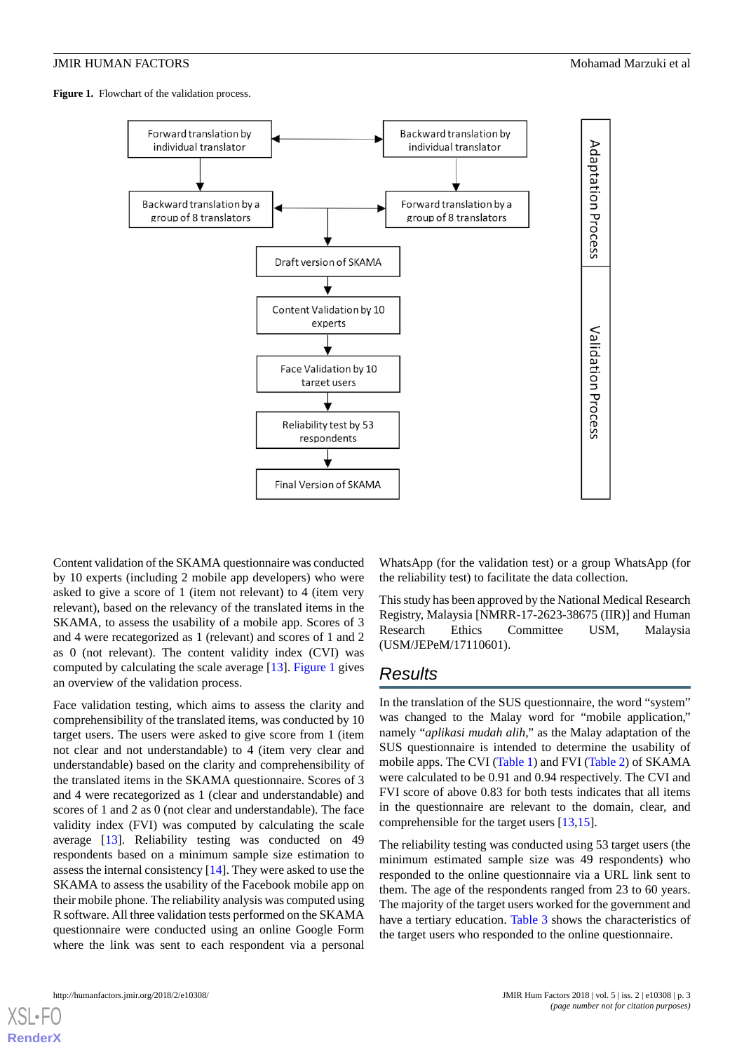**Figure 1.** Flowchart of the validation process.

Content validation of the SKAMA questionnaire was conducted by 10 experts (including 2 mobile app developers) who were asked to give a score of 1 (item not relevant) to 4 (item very relevant), based on the relevancy of the translated items in the SKAMA, to assess the usability of a mobile app. Scores of 3 and 4 were recategorized as 1 (relevant) and scores of 1 and 2 as 0 (not relevant). The content validity index (CVI) was computed by calculating the scale average [13]. Figure 1 gives an overview of the validation process.

Face validation testing, which aims to assess the clarity and comprehensibility of the translated items, was conducted by 10 target users. The users were asked to give score from 1 (item not clear and not understandable) to 4 (item very clear and understandable) based on the clarity and comprehensibility of the translated items in the SKAMA questionnaire. Scores of 3 and 4 were recategorized as 1 (clear and understandable) and scores of 1 and 2 as 0 (not clear and understandable). The face validity index (FVI) was computed by calculating the scale average [13]. Reliability testing was conducted on 49 respondents based on a minimum sample size estimation to assess the internal consistency [14]. They were asked to use the SKAMA to assess the usability of the Facebook mobile app on their mobile phone. The reliability analysis was computed using R software. All three validation tests performed on the SKAMA questionnaire were conducted using an online Google Form where the link was sent to each respondent via a personal WhatsApp (for the validation test) or a group WhatsApp (for the reliability test) to facilitate the data collection.

This study has been approved by the National Medical Research Registry, Malaysia [NMRR-17-2623-38675 (IIR)] and Human Research Ethics Committee USM, Malaysia (USM/JEPeM/17110601).

## Results

In the translation of the SUS questionnaire, the word "system" was changed to the Malay word for "mobile application," namely "*aplikasi mudah alih*," as the Malay adaptation of the SUS questionnaire is intended to determine the usability of mobile apps. The CVI (Table 1) and FVI (Table 2) of SKAMA were calculated to be 0.91 and 0.94 respectively. The CVI and FVI score of above 0.83 for both tests indicates that all items in the questionnaire are relevant to the domain, clear, and comprehensible for the target users [13,15].

The reliability testing was conducted using 53 target users (the minimum estimated sample size was 49 respondents) who responded to the online questionnaire via a URL link sent to them. The age of the respondents ranged from 23 to 60 years. The majority of the target users worked for the government and have a tertiary education. Table 3 shows the characteristics of the target users who responded to the online questionnaire.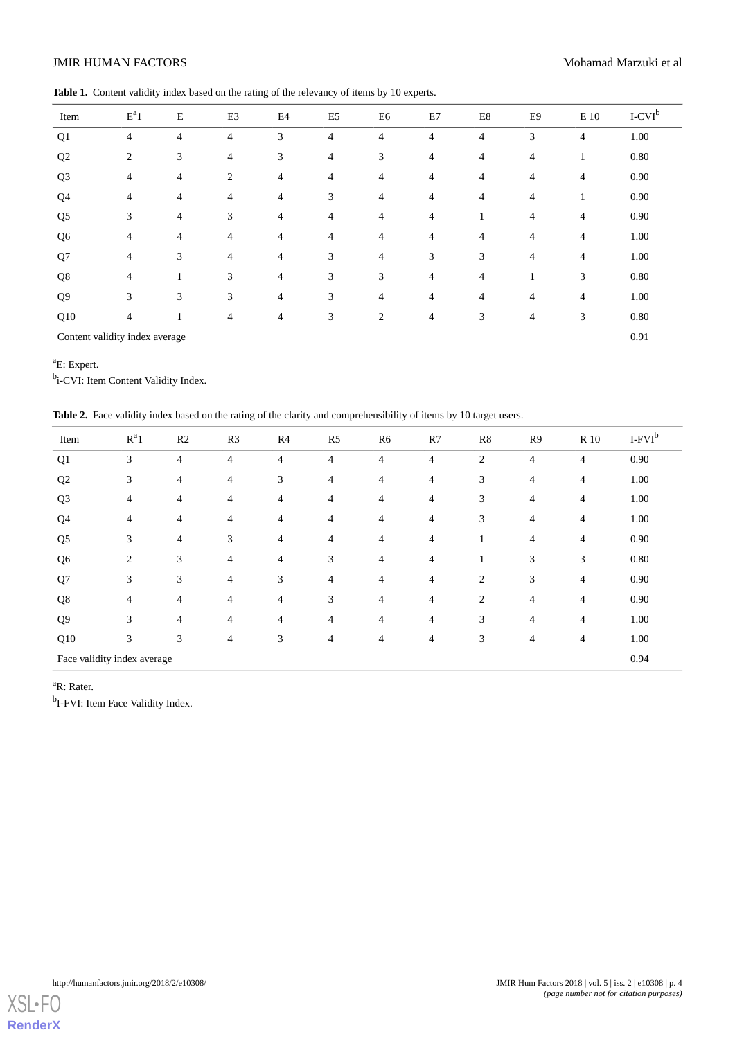**Table 1.** Content validity index based on the rating of the relevancy of items by 10 experts.

| Item | E[a]1 | E | E3 | E4 | E5 | E6 | E7 | E8 | E9 | E 10 | I-CVI[b] |
|---|---|---|---|---|---|---|---|---|---|---|---|
| Q1 | 4 | 4 | 4 | 3 | 4 | 4 | 4 | 4 | 3 | 4 | 1.00 |
| Q2 | 2 | 3 | 4 | 3 | 4 | 3 | 4 | 4 | 4 | 1 | 0.80 |
| Q3 | 4 | 4 | 2 | 4 | 4 | 4 | 4 | 4 | 4 | 4 | 0.90 |
| Q4 | 4 | 4 | 4 | 4 | 3 | 4 | 4 | 4 | 4 | 1 | 0.90 |
| Q5 | 3 | 4 | 3 | 4 | 4 | 4 | 4 | 1 | 4 | 4 | 0.90 |
| Q6 | 4 | 4 | 4 | 4 | 4 | 4 | 4 | 4 | 4 | 4 | 1.00 |
| Q7 | 4 | 3 | 4 | 4 | 3 | 4 | 3 | 3 | 4 | 4 | 1.00 |
| Q8 | 4 | 1 | 3 | 4 | 3 | 3 | 4 | 4 | 1 | 3 | 0.80 |
| Q9 | 3 | 3 | 3 | 4 | 3 | 4 | 4 | 4 | 4 | 4 | 1.00 |
| Q10 | 4 | 1 | 4 | 4 | 3 | 2 | 4 | 3 | 4 | 3 | 0.80 |
| Content validity index average | | | | | | | | | | | 0.91 |

[a]E: Expert.

[b]i-CVI: Item Content Validity Index.

**Table 2.** Face validity index based on the rating of the clarity and comprehensibility of items by 10 target users.

| Item | R[a]1 | R2 | R3 | R4 | R5 | R6 | R7 | R8 | R9 | R 10 | I-FVI[b] |
|---|---|---|---|---|---|---|---|---|---|---|---|
| Q1 | 3 | 4 | 4 | 4 | 4 | 4 | 4 | 2 | 4 | 4 | 0.90 |
| Q2 | 3 | 4 | 4 | 3 | 4 | 4 | 4 | 3 | 4 | 4 | 1.00 |
| Q3 | 4 | 4 | 4 | 4 | 4 | 4 | 4 | 3 | 4 | 4 | 1.00 |
| Q4 | 4 | 4 | 4 | 4 | 4 | 4 | 4 | 3 | 4 | 4 | 1.00 |
| Q5 | 3 | 4 | 3 | 4 | 4 | 4 | 4 | 1 | 4 | 4 | 0.90 |
| Q6 | 2 | 3 | 4 | 4 | 3 | 4 | 4 | 1 | 3 | 3 | 0.80 |
| Q7 | 3 | 3 | 4 | 3 | 4 | 4 | 4 | 2 | 3 | 4 | 0.90 |
| Q8 | 4 | 4 | 4 | 4 | 3 | 4 | 4 | 2 | 4 | 4 | 0.90 |
| Q9 | 3 | 4 | 4 | 4 | 4 | 4 | 4 | 3 | 4 | 4 | 1.00 |
| Q10 | 3 | 3 | 4 | 3 | 4 | 4 | 4 | 3 | 4 | 4 | 1.00 |
| Face validity index average | | | | | | | | | | | 0.94 |

[a]R: Rater.

[b]I-FVI: Item Face Validity Index.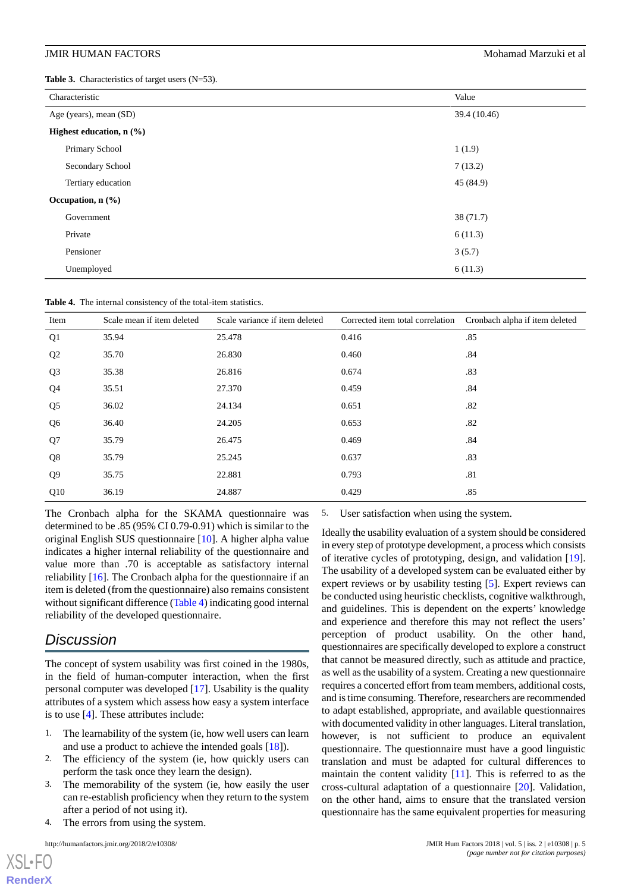**Table 3.** Characteristics of target users (N=53).

| Characteristic | Value |
|---|---|
| Age (years), mean (SD) | 39.4 (10.46) |
| **Highest education, n (%)** | |
| Primary School | 1 (1.9) |
| Secondary School | 7 (13.2) |
| Tertiary education | 45 (84.9) |
| **Occupation, n (%)** | |
| Government | 38 (71.7) |
| Private | 6 (11.3) |
| Pensioner | 3 (5.7) |
| Unemployed | 6 (11.3) |

**Table 4.** The internal consistency of the total-item statistics.

| Item | Scale mean if item deleted | Scale variance if item deleted | Corrected item total correlation | Cronbach alpha if item deleted |
|---|---|---|---|---|
| Q1 | 35.94 | 25.478 | 0.416 | .85 |
| Q2 | 35.70 | 26.830 | 0.460 | .84 |
| Q3 | 35.38 | 26.816 | 0.674 | .83 |
| Q4 | 35.51 | 27.370 | 0.459 | .84 |
| Q5 | 36.02 | 24.134 | 0.651 | .82 |
| Q6 | 36.40 | 24.205 | 0.653 | .82 |
| Q7 | 35.79 | 26.475 | 0.469 | .84 |
| Q8 | 35.79 | 25.245 | 0.637 | .83 |
| Q9 | 35.75 | 22.881 | 0.793 | .81 |
| Q10 | 36.19 | 24.887 | 0.429 | .85 |

The Cronbach alpha for the SKAMA questionnaire was determined to be .85 (95% CI 0.79-0.91) which is similar to the original English SUS questionnaire [10]. A higher alpha value indicates a higher internal reliability of the questionnaire and value more than .70 is acceptable as satisfactory internal reliability [16]. The Cronbach alpha for the questionnaire if an item is deleted (from the questionnaire) also remains consistent without significant difference (Table 4) indicating good internal reliability of the developed questionnaire.

## Discussion

The concept of system usability was first coined in the 1980s, in the field of human-computer interaction, when the first personal computer was developed [17]. Usability is the quality attributes of a system which assess how easy a system interface is to use [4]. These attributes include:

1. The learnability of the system (ie, how well users can learn and use a product to achieve the intended goals [18]).
2. The efficiency of the system (ie, how quickly users can perform the task once they learn the design).
3. The memorability of the system (ie, how easily the user can re-establish proficiency when they return to the system after a period of not using it).
4. The errors from using the system.
5. User satisfaction when using the system.

Ideally the usability evaluation of a system should be considered in every step of prototype development, a process which consists of iterative cycles of prototyping, design, and validation [19]. The usability of a developed system can be evaluated either by expert reviews or by usability testing [5]. Expert reviews can be conducted using heuristic checklists, cognitive walkthrough, and guidelines. This is dependent on the experts' knowledge and experience and therefore this may not reflect the users' perception of product usability. On the other hand, questionnaires are specifically developed to explore a construct that cannot be measured directly, such as attitude and practice, as well as the usability of a system. Creating a new questionnaire requires a concerted effort from team members, additional costs, and is time consuming. Therefore, researchers are recommended to adapt established, appropriate, and available questionnaires with documented validity in other languages. Literal translation, however, is not sufficient to produce an equivalent questionnaire. The questionnaire must have a good linguistic translation and must be adapted for cultural differences to maintain the content validity [11]. This is referred to as the cross-cultural adaptation of a questionnaire [20]. Validation, on the other hand, aims to ensure that the translated version questionnaire has the same equivalent properties for measuring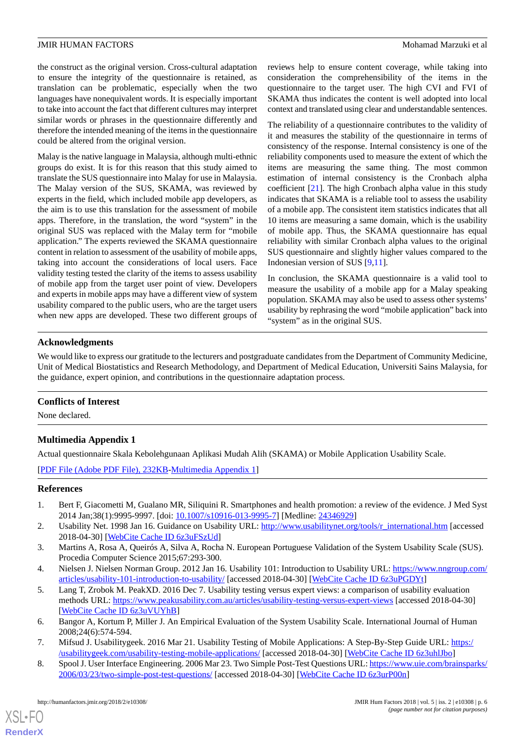the construct as the original version. Cross-cultural adaptation to ensure the integrity of the questionnaire is retained, as translation can be problematic, especially when the two languages have nonequivalent words. It is especially important to take into account the fact that different cultures may interpret similar words or phrases in the questionnaire differently and therefore the intended meaning of the items in the questionnaire could be altered from the original version.

Malay is the native language in Malaysia, although multi-ethnic groups do exist. It is for this reason that this study aimed to translate the SUS questionnaire into Malay for use in Malaysia. The Malay version of the SUS, SKAMA, was reviewed by experts in the field, which included mobile app developers, as the aim is to use this translation for the assessment of mobile apps. Therefore, in the translation, the word "system" in the original SUS was replaced with the Malay term for "mobile application." The experts reviewed the SKAMA questionnaire content in relation to assessment of the usability of mobile apps, taking into account the considerations of local users. Face validity testing tested the clarity of the items to assess usability of mobile app from the target user point of view. Developers and experts in mobile apps may have a different view of system usability compared to the public users, who are the target users when new apps are developed. These two different groups of reviews help to ensure content coverage, while taking into consideration the comprehensibility of the items in the questionnaire to the target user. The high CVI and FVI of SKAMA thus indicates the content is well adopted into local context and translated using clear and understandable sentences.

The reliability of a questionnaire contributes to the validity of it and measures the stability of the questionnaire in terms of consistency of the response. Internal consistency is one of the reliability components used to measure the extent of which the items are measuring the same thing. The most common estimation of internal consistency is the Cronbach alpha coefficient [21]. The high Cronbach alpha value in this study indicates that SKAMA is a reliable tool to assess the usability of a mobile app. The consistent item statistics indicates that all 10 items are measuring a same domain, which is the usability of mobile app. Thus, the SKAMA questionnaire has equal reliability with similar Cronbach alpha values to the original SUS questionnaire and slightly higher values compared to the Indonesian version of SUS [9,11].

In conclusion, the SKAMA questionnaire is a valid tool to measure the usability of a mobile app for a Malay speaking population. SKAMA may also be used to assess other systems' usability by rephrasing the word "mobile application" back into "system" as in the original SUS.

## Acknowledgments

We would like to express our gratitude to the lecturers and postgraduate candidates from the Department of Community Medicine, Unit of Medical Biostatistics and Research Methodology, and Department of Medical Education, Universiti Sains Malaysia, for the guidance, expert opinion, and contributions in the questionnaire adaptation process.

## Conflicts of Interest

None declared.

## Multimedia Appendix 1

Actual questionnaire Skala Kebolehgunaan Aplikasi Mudah Alih (SKAMA) or Mobile Application Usability Scale.

[PDF File (Adobe PDF File), 232KB-Multimedia Appendix 1]

## References

1. Bert F, Giacometti M, Gualano MR, Siliquini R. Smartphones and health promotion: a review of the evidence. J Med Syst 2014 Jan;38(1):9995-9997. [doi: 10.1007/s10916-013-9995-7] [Medline: 24346929]
2. Usability Net. 1998 Jan 16. Guidance on Usability URL: http://www.usabilitynet.org/tools/r_international.htm [accessed 2018-04-30] [WebCite Cache ID 6z3uFSzUd]
3. Martins A, Rosa A, Queirós A, Silva A, Rocha N. European Portuguese Validation of the System Usability Scale (SUS). Procedia Computer Science 2015;67:293-300.
4. Nielsen J. Nielsen Norman Group. 2012 Jan 16. Usability 101: Introduction to Usability URL: https://www.nngroup.com/articles/usability-101-introduction-to-usability/ [accessed 2018-04-30] [WebCite Cache ID 6z3uPGDYt]
5. Lang T, Zrobok M. PeakXD. 2016 Dec 7. Usability testing versus expert views: a comparison of usability evaluation methods URL: https://www.peakusability.com.au/articles/usability-testing-versus-expert-views [accessed 2018-04-30] [WebCite Cache ID 6z3uVUYhB]
6. Bangor A, Kortum P, Miller J. An Empirical Evaluation of the System Usability Scale. International Journal of Human 2008;24(6):574-594.
7. Mifsud J. Usabilitygeek. 2016 Mar 21. Usability Testing of Mobile Applications: A Step-By-Step Guide URL: https://usabilitygeek.com/usability-testing-mobile-applications/ [accessed 2018-04-30] [WebCite Cache ID 6z3uhlJbo]
8. Spool J. User Interface Engineering. 2006 Mar 23. Two Simple Post-Test Questions URL: https://www.uie.com/brainsparks/2006/03/23/two-simple-post-test-questions/ [accessed 2018-04-30] [WebCite Cache ID 6z3urP00n]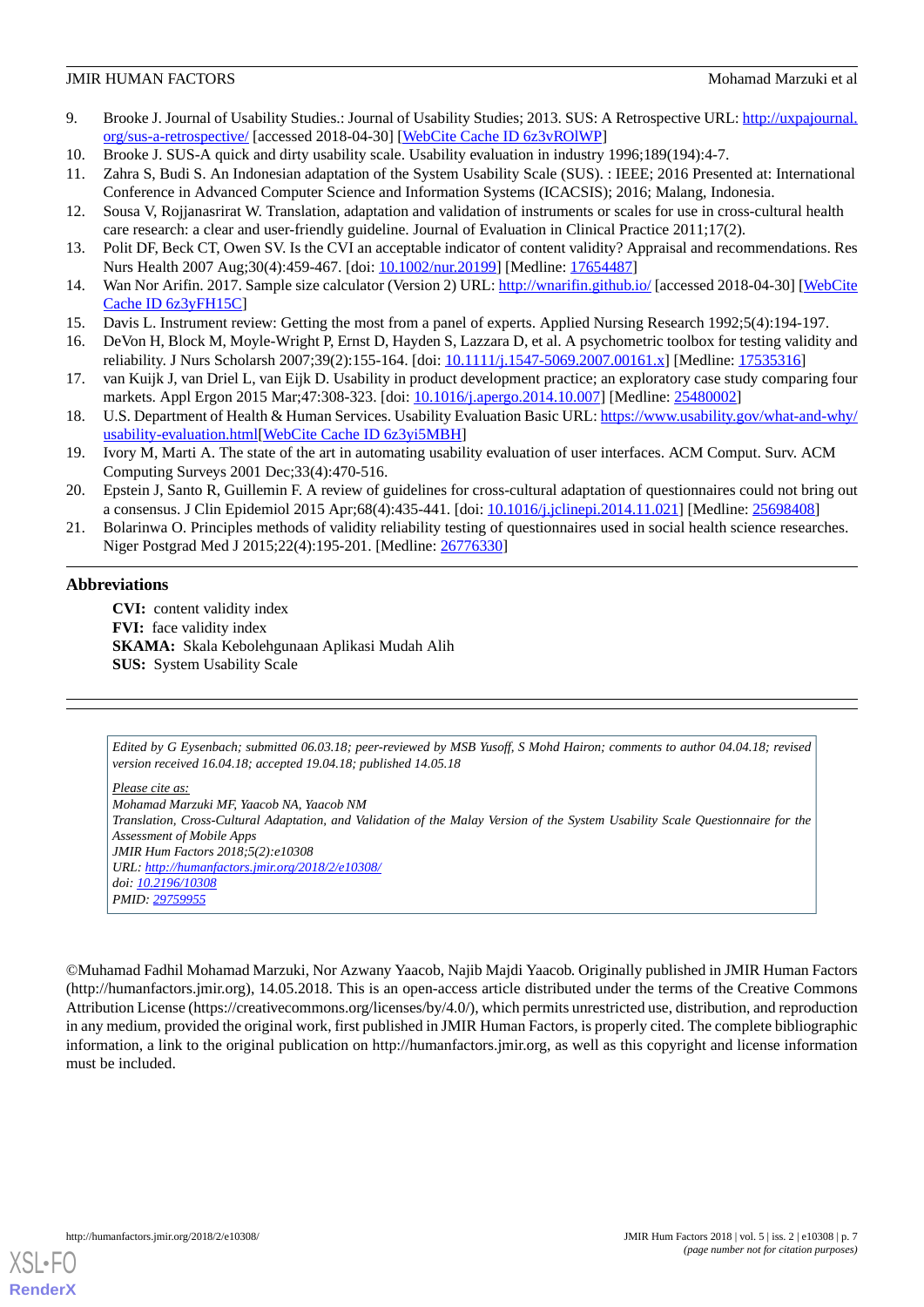9. Brooke J. Journal of Usability Studies.: Journal of Usability Studies; 2013. SUS: A Retrospective URL: http://uxpajournal.org/sus-a-retrospective/ [accessed 2018-04-30] [WebCite Cache ID 6z3vROlWP]
10. Brooke J. SUS-A quick and dirty usability scale. Usability evaluation in industry 1996;189(194):4-7.
11. Zahra S, Budi S. An Indonesian adaptation of the System Usability Scale (SUS). : IEEE; 2016 Presented at: International Conference in Advanced Computer Science and Information Systems (ICACSIS); 2016; Malang, Indonesia.
12. Sousa V, Rojjanasrirat W. Translation, adaptation and validation of instruments or scales for use in cross-cultural health care research: a clear and user-friendly guideline. Journal of Evaluation in Clinical Practice 2011;17(2).
13. Polit DF, Beck CT, Owen SV. Is the CVI an acceptable indicator of content validity? Appraisal and recommendations. Res Nurs Health 2007 Aug;30(4):459-467. [doi: 10.1002/nur.20199] [Medline: 17654487]
14. Wan Nor Arifin. 2017. Sample size calculator (Version 2) URL: http://wnarifin.github.io/ [accessed 2018-04-30] [WebCite Cache ID 6z3yFH15C]
15. Davis L. Instrument review: Getting the most from a panel of experts. Applied Nursing Research 1992;5(4):194-197.
16. DeVon H, Block M, Moyle-Wright P, Ernst D, Hayden S, Lazzara D, et al. A psychometric toolbox for testing validity and reliability. J Nurs Scholarsh 2007;39(2):155-164. [doi: 10.1111/j.1547-5069.2007.00161.x] [Medline: 17535316]
17. van Kuijk J, van Driel L, van Eijk D. Usability in product development practice; an exploratory case study comparing four markets. Appl Ergon 2015 Mar;47:308-323. [doi: 10.1016/j.apergo.2014.10.007] [Medline: 25480002]
18. U.S. Department of Health & Human Services. Usability Evaluation Basic URL: https://www.usability.gov/what-and-why/usability-evaluation.html[WebCite Cache ID 6z3yi5MBH]
19. Ivory M, Marti A. The state of the art in automating usability evaluation of user interfaces. ACM Comput. Surv. ACM Computing Surveys 2001 Dec;33(4):470-516.
20. Epstein J, Santo R, Guillemin F. A review of guidelines for cross-cultural adaptation of questionnaires could not bring out a consensus. J Clin Epidemiol 2015 Apr;68(4):435-441. [doi: 10.1016/j.jclinepi.2014.11.021] [Medline: 25698408]
21. Bolarinwa O. Principles methods of validity reliability testing of questionnaires used in social health science researches. Niger Postgrad Med J 2015;22(4):195-201. [Medline: 26776330]

## Abbreviations

**CVI:** content validity index
**FVI:** face validity index
**SKAMA:** Skala Kebolehgunaan Aplikasi Mudah Alih
**SUS:** System Usability Scale

*Edited by G Eysenbach; submitted 06.03.18; peer-reviewed by MSB Yusoff, S Mohd Hairon; comments to author 04.04.18; revised version received 16.04.18; accepted 19.04.18; published 14.05.18*

*Please cite as:*
*Mohamad Marzuki MF, Yaacob NA, Yaacob NM*
*Translation, Cross-Cultural Adaptation, and Validation of the Malay Version of the System Usability Scale Questionnaire for the Assessment of Mobile Apps*
*JMIR Hum Factors 2018;5(2):e10308*
*URL: http://humanfactors.jmir.org/2018/2/e10308/*
*doi: 10.2196/10308*
*PMID: 29759955*

©Muhamad Fadhil Mohamad Marzuki, Nor Azwany Yaacob, Najib Majdi Yaacob. Originally published in JMIR Human Factors (http://humanfactors.jmir.org), 14.05.2018. This is an open-access article distributed under the terms of the Creative Commons Attribution License (https://creativecommons.org/licenses/by/4.0/), which permits unrestricted use, distribution, and reproduction in any medium, provided the original work, first published in JMIR Human Factors, is properly cited. The complete bibliographic information, a link to the original publication on http://humanfactors.jmir.org, as well as this copyright and license information must be included.